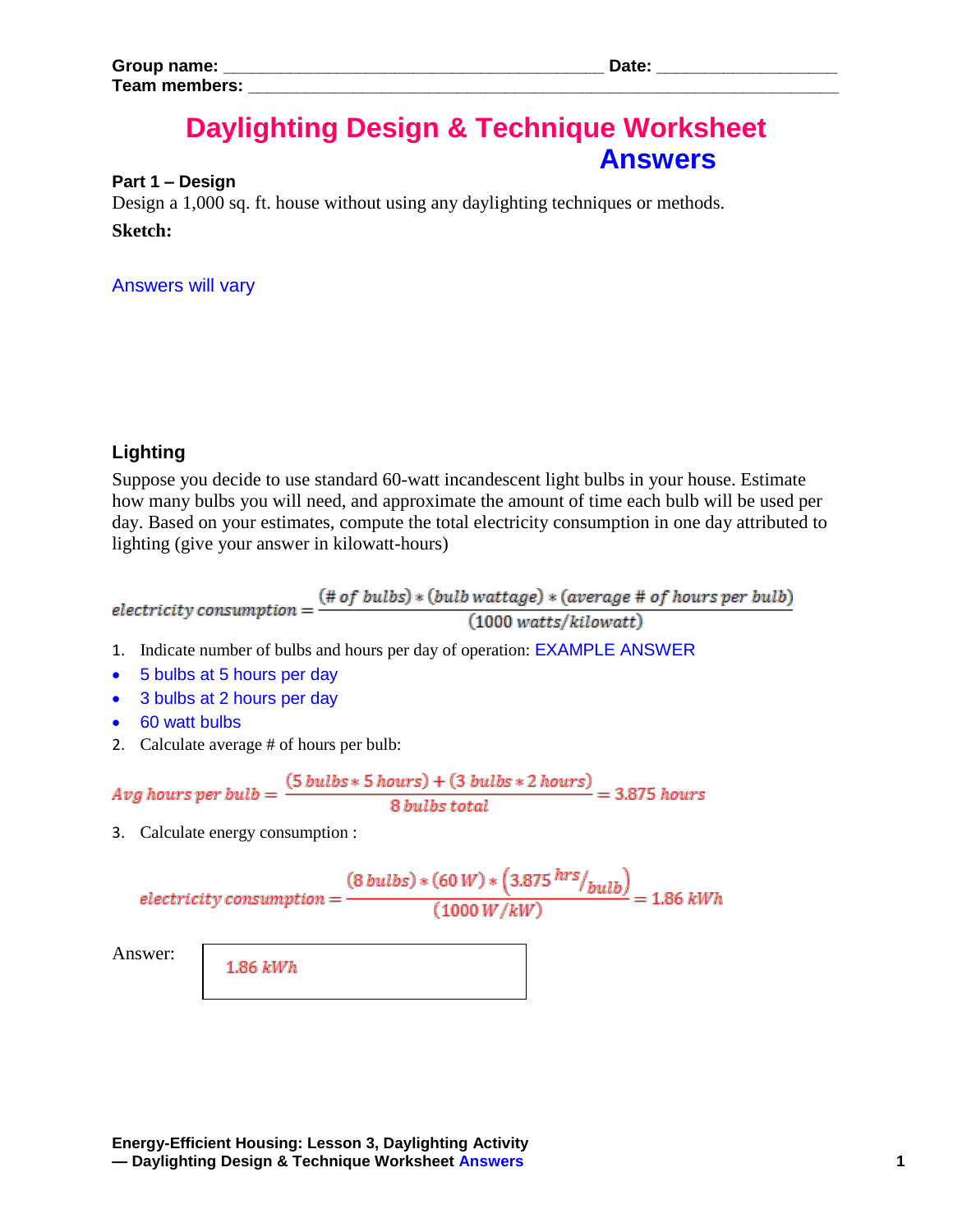**Group name:** ______________________________________ **Date:** ________________
**Team members:** ________________________________________________________

# Daylighting Design & Technique Worksheet Answers

**Part 1 – Design**

Design a 1,000 sq. ft. house without using any daylighting techniques or methods.

**Sketch:**

Answers will vary

## Lighting

Suppose you decide to use standard 60-watt incandescent light bulbs in your house. Estimate how many bulbs you will need, and approximate the amount of time each bulb will be used per day. Based on your estimates, compute the total electricity consumption in one day attributed to lighting (give your answer in kilowatt-hours)

$$electricity\ consumption = \frac{(\#\ of\ bulbs) * (bulb\ wattage) * (average\ \#\ of\ hours\ per\ bulb)}{(1000\ watts/kilowatt)}$$

1. Indicate number of bulbs and hours per day of operation: EXAMPLE ANSWER

- 5 bulbs at 5 hours per day
- 3 bulbs at 2 hours per day
- 60 watt bulbs

2. Calculate average # of hours per bulb:

$$Avg\ hours\ per\ bulb = \frac{(5\ bulbs * 5\ hours) + (3\ bulbs * 2\ hours)}{8\ bulbs\ total} = 3.875\ hours$$

3. Calculate energy consumption :

$$electricity\ consumption = \frac{(8\ bulbs) * (60\ W) * \left(3.875\ ^{hrs}/_{bulb}\right)}{(1000\ W/kW)} = 1.86\ kWh$$

Answer: $1.86\ kWh$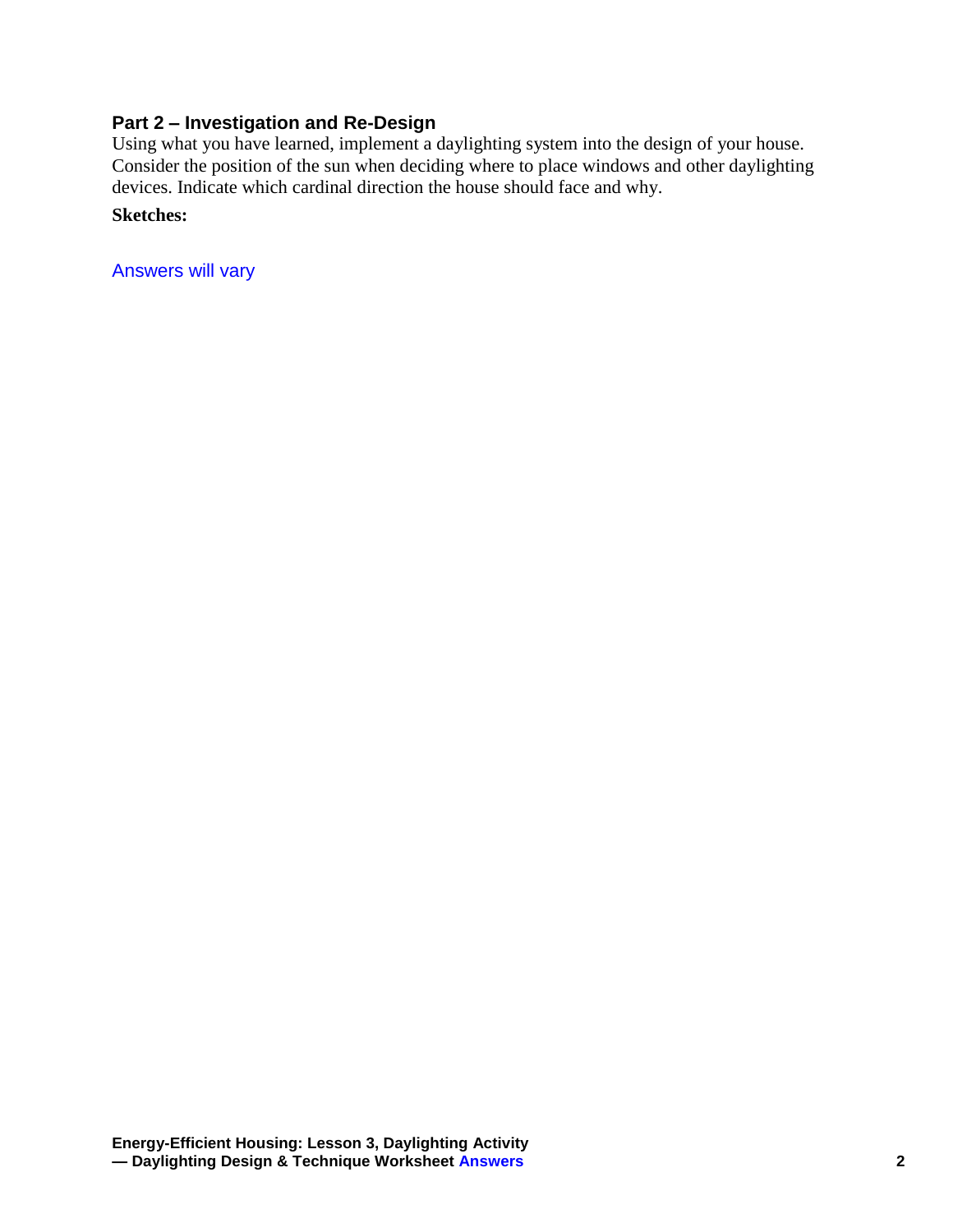## Part 2 – Investigation and Re-Design

Using what you have learned, implement a daylighting system into the design of your house. Consider the position of the sun when deciding where to place windows and other daylighting devices. Indicate which cardinal direction the house should face and why.

**Sketches:**

Answers will vary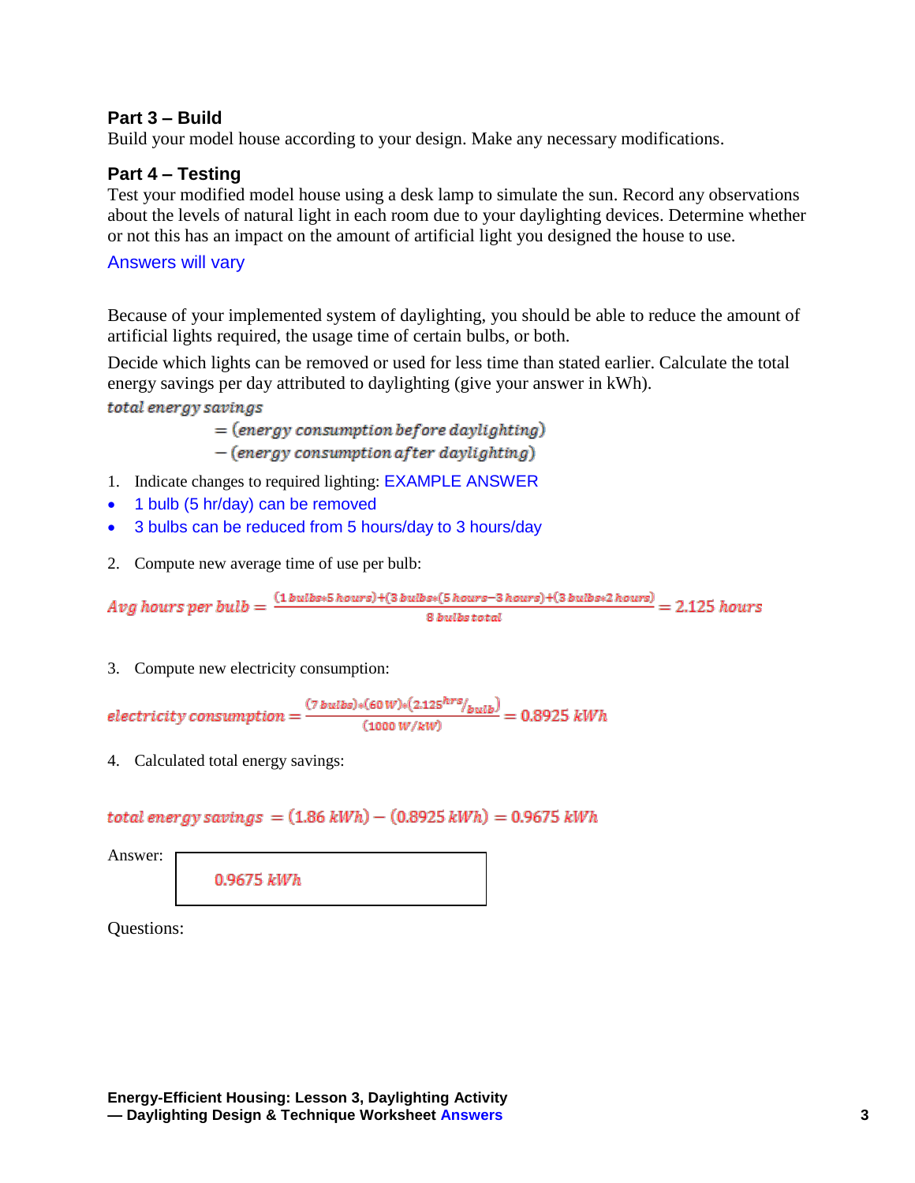### Part 3 – Build

Build your model house according to your design. Make any necessary modifications.

### Part 4 – Testing

Test your modified model house using a desk lamp to simulate the sun. Record any observations about the levels of natural light in each room due to your daylighting devices. Determine whether or not this has an impact on the amount of artificial light you designed the house to use.

Answers will vary

Because of your implemented system of daylighting, you should be able to reduce the amount of artificial lights required, the usage time of certain bulbs, or both.

Decide which lights can be removed or used for less time than stated earlier. Calculate the total energy savings per day attributed to daylighting (give your answer in kWh).

$$total\ energy\ savings = (energy\ consumption\ before\ daylighting) - (energy\ consumption\ after\ daylighting)$$

1. Indicate changes to required lighting: EXAMPLE ANSWER

- 1 bulb (5 hr/day) can be removed
- 3 bulbs can be reduced from 5 hours/day to 3 hours/day

2. Compute new average time of use per bulb:

$$Avg\ hours\ per\ bulb = \frac{(1\ bulbs*5\ hours)+(3\ bulbs*(5\ hours-3\ hours))+(3\ bulbs*2\ hours)}{8\ bulbs\ total} = 2.125\ hours$$

3. Compute new electricity consumption:

$$electricity\ consumption = \frac{(7\ bulbs)*(60\ W)*(2.125\ ^{hrs}/_{bulb})}{(1000\ W/kW)} = 0.8925\ kWh$$

4. Calculated total energy savings:

$$total\ energy\ savings = (1.86\ kWh) - (0.8925\ kWh) = 0.9675\ kWh$$

Answer: $0.9675\ kWh$

Questions: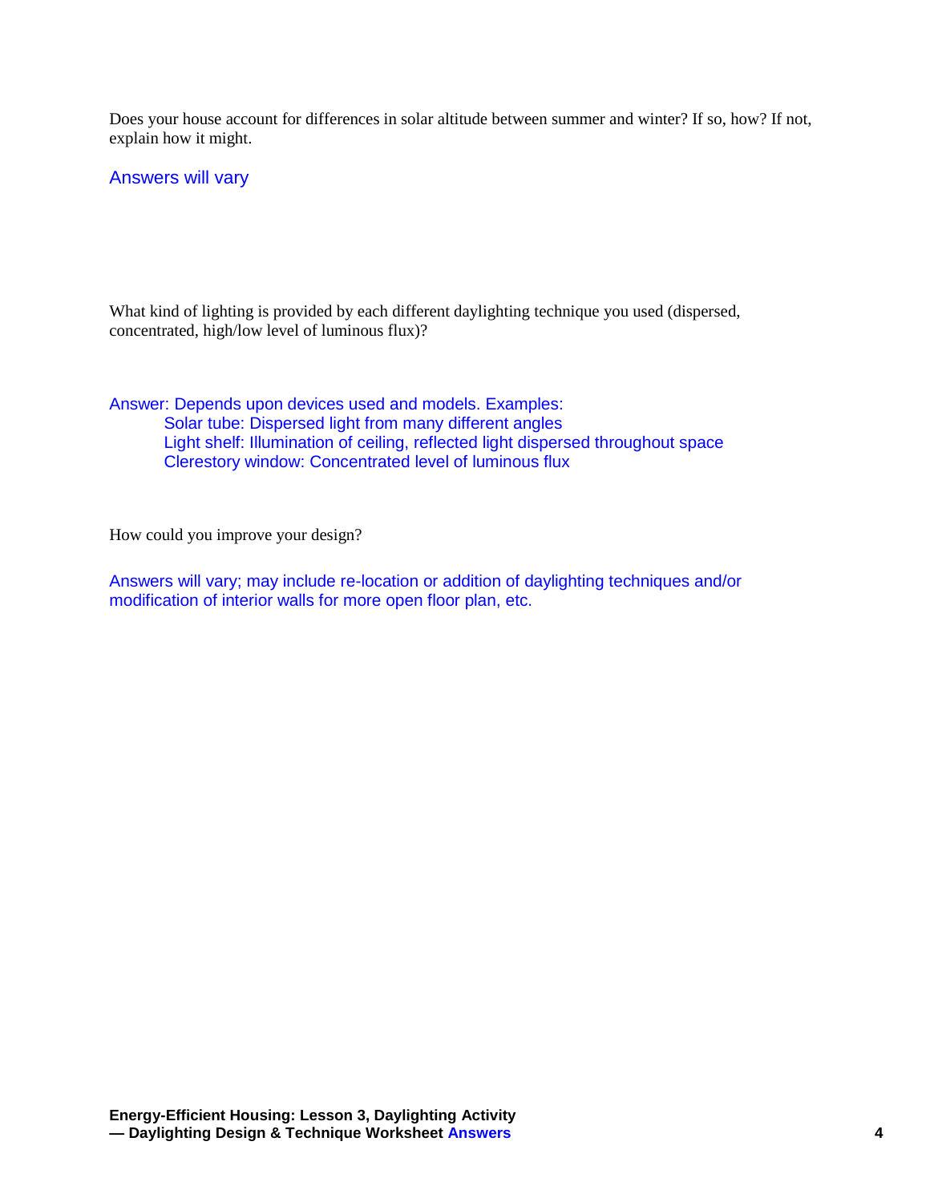Does your house account for differences in solar altitude between summer and winter? If so, how? If not, explain how it might.

Answers will vary

What kind of lighting is provided by each different daylighting technique you used (dispersed, concentrated, high/low level of luminous flux)?

Answer: Depends upon devices used and models. Examples:

- Solar tube: Dispersed light from many different angles
- Light shelf: Illumination of ceiling, reflected light dispersed throughout space
- Clerestory window: Concentrated level of luminous flux

How could you improve your design?

Answers will vary; may include re-location or addition of daylighting techniques and/or modification of interior walls for more open floor plan, etc.